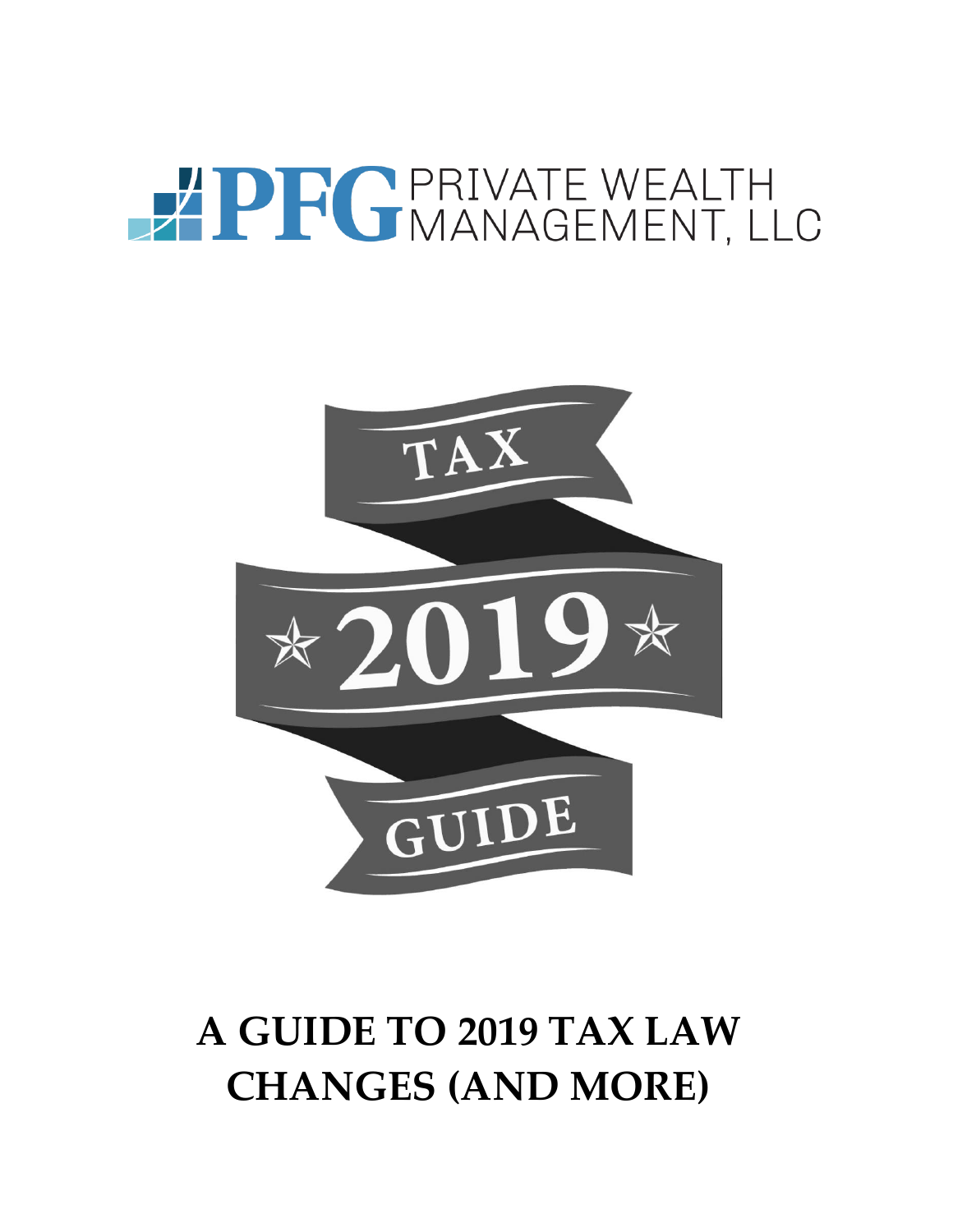PFG PRIVATE WEALTH MANAGEMENT, LLC

TAX ★2019★ GUIDE

# A GUIDE TO 2019 TAX LAW CHANGES (AND MORE)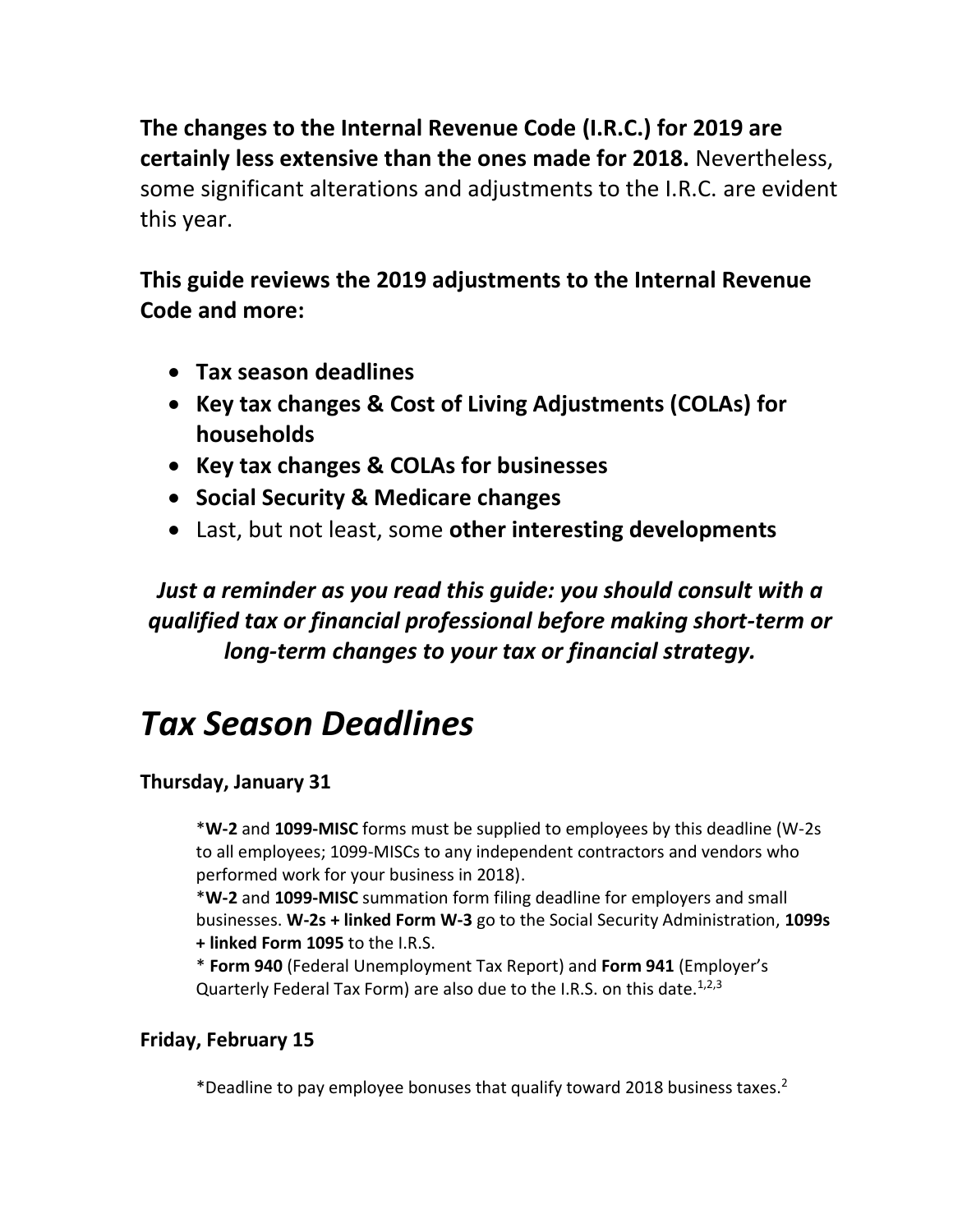**The changes to the Internal Revenue Code (I.R.C.) for 2019 are certainly less extensive than the ones made for 2018.** Nevertheless, some significant alterations and adjustments to the I.R.C. are evident this year.

**This guide reviews the 2019 adjustments to the Internal Revenue Code and more:**

- **Tax season deadlines**
- **Key tax changes & Cost of Living Adjustments (COLAs) for households**
- **Key tax changes & COLAs for businesses**
- **Social Security & Medicare changes**
- Last, but not least, some **other interesting developments**

***Just a reminder as you read this guide: you should consult with a qualified tax or financial professional before making short-term or long-term changes to your tax or financial strategy.***

# *Tax Season Deadlines*

**Thursday, January 31**

*__W-2__ and **1099-MISC** forms must be supplied to employees by this deadline (W-2s to all employees; 1099-MISCs to any independent contractors and vendors who performed work for your business in 2018).
*__W-2__ and **1099-MISC** summation form filing deadline for employers and small businesses. **W-2s + linked Form W-3** go to the Social Security Administration, **1099s + linked Form 1095** to the I.R.S.
* **Form 940** (Federal Unemployment Tax Report) and **Form 941** (Employer's Quarterly Federal Tax Form) are also due to the I.R.S. on this date.[1,2,3]

**Friday, February 15**

*Deadline to pay employee bonuses that qualify toward 2018 business taxes.[2]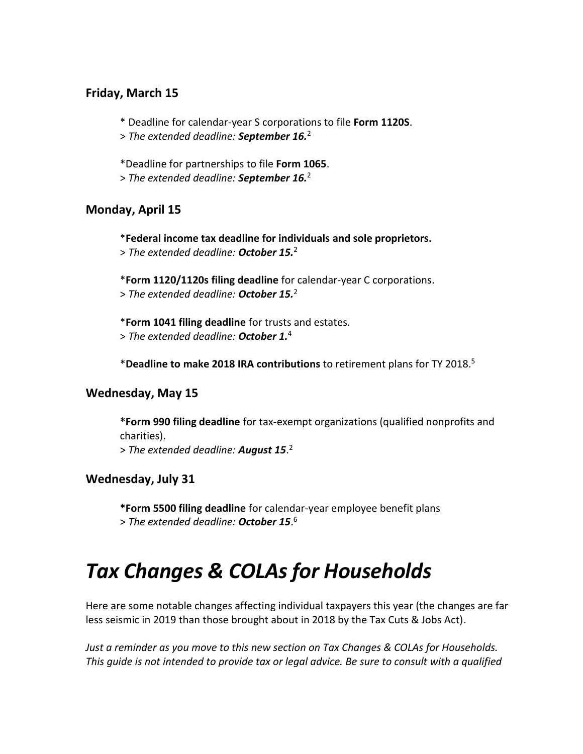### Friday, March 15

* Deadline for calendar-year S corporations to file **Form 1120S**.
> *The extended deadline: **September 16.***[2]

*Deadline for partnerships to file **Form 1065**.
> *The extended deadline: **September 16.***[2]

### Monday, April 15

***Federal income tax deadline for individuals and sole proprietors.**
> *The extended deadline: **October 15.***[2]

***Form 1120/1120s filing deadline** for calendar-year C corporations.
> *The extended deadline: **October 15.***[2]

***Form 1041 filing deadline** for trusts and estates.
> *The extended deadline: **October 1.***[4]

***Deadline to make 2018 IRA contributions** to retirement plans for TY 2018.[5]

### Wednesday, May 15

***Form 990 filing deadline** for tax-exempt organizations (qualified nonprofits and charities).
> *The extended deadline: **August 15***.[2]

### Wednesday, July 31

***Form 5500 filing deadline** for calendar-year employee benefit plans
> *The extended deadline: **October 15***.[6]

# *Tax Changes & COLAs for Households*

Here are some notable changes affecting individual taxpayers this year (the changes are far less seismic in 2019 than those brought about in 2018 by the Tax Cuts & Jobs Act).

*Just a reminder as you move to this new section on Tax Changes & COLAs for Households. This guide is not intended to provide tax or legal advice. Be sure to consult with a qualified*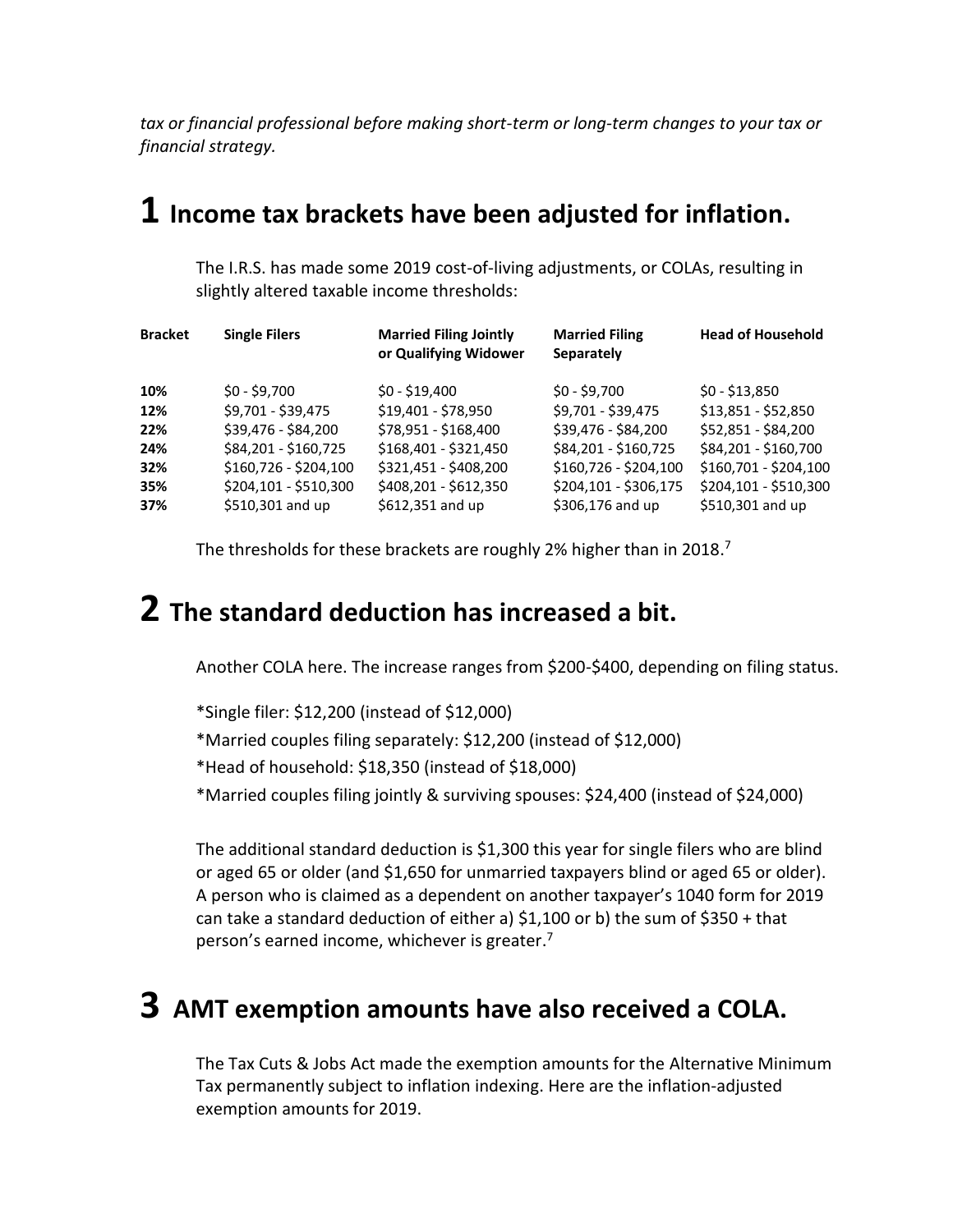*tax or financial professional before making short-term or long-term changes to your tax or financial strategy.*

# 1 Income tax brackets have been adjusted for inflation.

The I.R.S. has made some 2019 cost-of-living adjustments, or COLAs, resulting in slightly altered taxable income thresholds:

| Bracket | Single Filers | Married Filing Jointly or Qualifying Widower | Married Filing Separately | Head of Household |
|---|---|---|---|---|
| **10%** | $0 - $9,700 | $0 - $19,400 | $0 - $9,700 | $0 - $13,850 |
| **12%** | $9,701 - $39,475 | $19,401 - $78,950 | $9,701 - $39,475 | $13,851 - $52,850 |
| **22%** | $39,476 - $84,200 | $78,951 - $168,400 | $39,476 - $84,200 | $52,851 - $84,200 |
| **24%** | $84,201 - $160,725 | $168,401 - $321,450 | $84,201 - $160,725 | $84,201 - $160,700 |
| **32%** | $160,726 - $204,100 | $321,451 - $408,200 | $160,726 - $204,100 | $160,701 - $204,100 |
| **35%** | $204,101 - $510,300 | $408,201 - $612,350 | $204,101 - $306,175 | $204,101 - $510,300 |
| **37%** | $510,301 and up | $612,351 and up | $306,176 and up | $510,301 and up |

The thresholds for these brackets are roughly 2% higher than in 2018.[7]

# 2 The standard deduction has increased a bit.

Another COLA here. The increase ranges from $200-$400, depending on filing status.

*Single filer: $12,200 (instead of $12,000)

*Married couples filing separately: $12,200 (instead of $12,000)

*Head of household: $18,350 (instead of $18,000)

*Married couples filing jointly & surviving spouses: $24,400 (instead of $24,000)

The additional standard deduction is $1,300 this year for single filers who are blind or aged 65 or older (and $1,650 for unmarried taxpayers blind or aged 65 or older). A person who is claimed as a dependent on another taxpayer's 1040 form for 2019 can take a standard deduction of either a) $1,100 or b) the sum of $350 + that person's earned income, whichever is greater.[7]

# 3 AMT exemption amounts have also received a COLA.

The Tax Cuts & Jobs Act made the exemption amounts for the Alternative Minimum Tax permanently subject to inflation indexing. Here are the inflation-adjusted exemption amounts for 2019.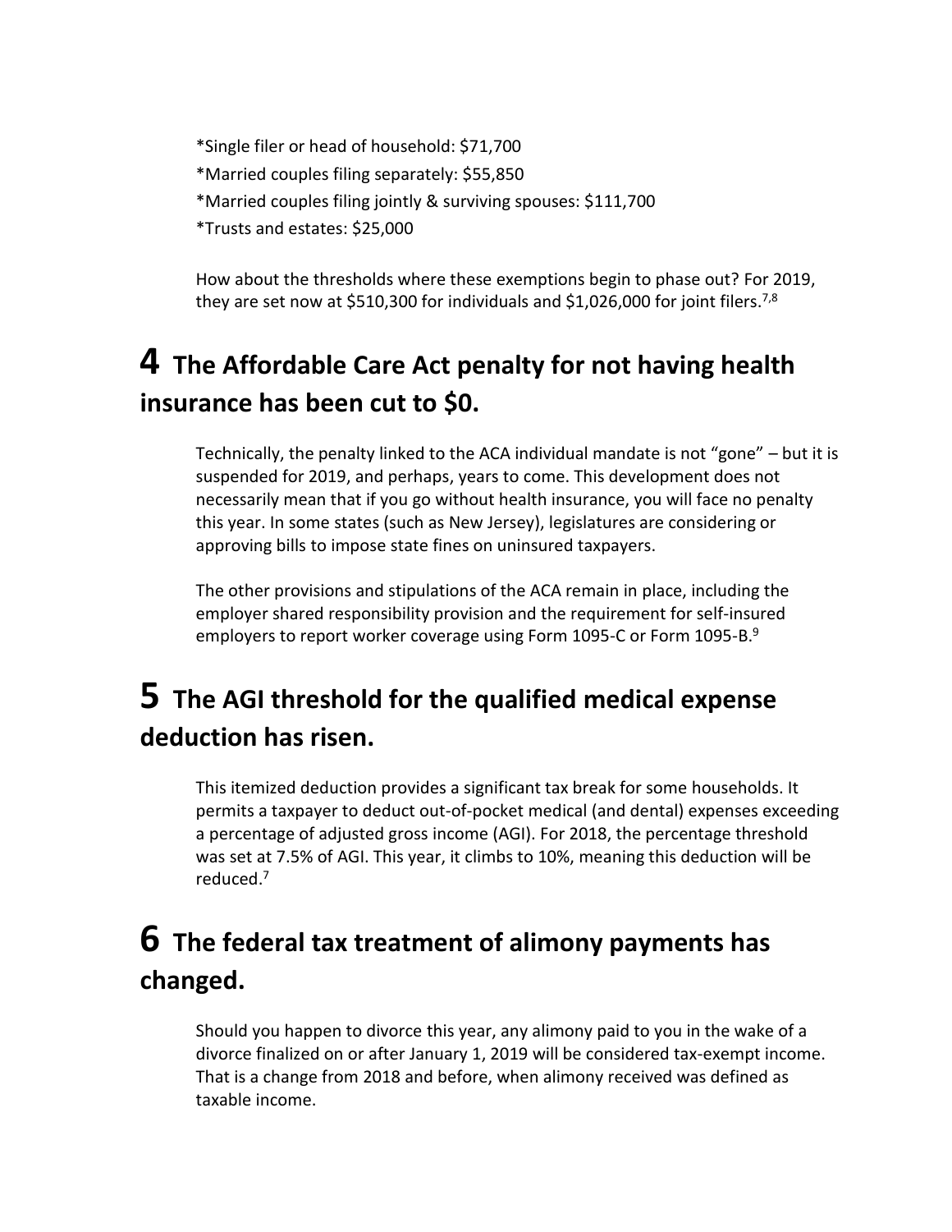*Single filer or head of household: $71,700

*Married couples filing separately: $55,850

*Married couples filing jointly & surviving spouses: $111,700

*Trusts and estates: $25,000

How about the thresholds where these exemptions begin to phase out? For 2019, they are set now at $510,300 for individuals and $1,026,000 for joint filers.[7,8]

# 4 The Affordable Care Act penalty for not having health insurance has been cut to $0.

Technically, the penalty linked to the ACA individual mandate is not "gone" – but it is suspended for 2019, and perhaps, years to come. This development does not necessarily mean that if you go without health insurance, you will face no penalty this year. In some states (such as New Jersey), legislatures are considering or approving bills to impose state fines on uninsured taxpayers.

The other provisions and stipulations of the ACA remain in place, including the employer shared responsibility provision and the requirement for self-insured employers to report worker coverage using Form 1095-C or Form 1095-B.[9]

# 5 The AGI threshold for the qualified medical expense deduction has risen.

This itemized deduction provides a significant tax break for some households. It permits a taxpayer to deduct out-of-pocket medical (and dental) expenses exceeding a percentage of adjusted gross income (AGI). For 2018, the percentage threshold was set at 7.5% of AGI. This year, it climbs to 10%, meaning this deduction will be reduced.[7]

# 6 The federal tax treatment of alimony payments has changed.

Should you happen to divorce this year, any alimony paid to you in the wake of a divorce finalized on or after January 1, 2019 will be considered tax-exempt income. That is a change from 2018 and before, when alimony received was defined as taxable income.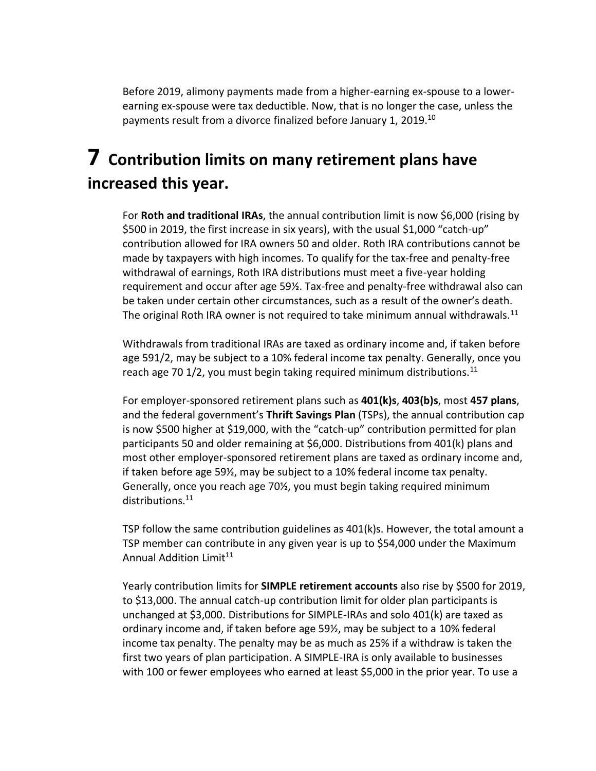Before 2019, alimony payments made from a higher-earning ex-spouse to a lower-earning ex-spouse were tax deductible. Now, that is no longer the case, unless the payments result from a divorce finalized before January 1, 2019.[10]

# 7 Contribution limits on many retirement plans have increased this year.

For **Roth and traditional IRAs**, the annual contribution limit is now $6,000 (rising by $500 in 2019, the first increase in six years), with the usual $1,000 "catch-up" contribution allowed for IRA owners 50 and older. Roth IRA contributions cannot be made by taxpayers with high incomes. To qualify for the tax-free and penalty-free withdrawal of earnings, Roth IRA distributions must meet a five-year holding requirement and occur after age 59½. Tax-free and penalty-free withdrawal also can be taken under certain other circumstances, such as a result of the owner's death. The original Roth IRA owner is not required to take minimum annual withdrawals.[11]

Withdrawals from traditional IRAs are taxed as ordinary income and, if taken before age 591/2, may be subject to a 10% federal income tax penalty. Generally, once you reach age 70 1/2, you must begin taking required minimum distributions.[11]

For employer-sponsored retirement plans such as **401(k)s**, **403(b)s**, most **457 plans**, and the federal government's **Thrift Savings Plan** (TSPs), the annual contribution cap is now $500 higher at $19,000, with the "catch-up" contribution permitted for plan participants 50 and older remaining at $6,000. Distributions from 401(k) plans and most other employer-sponsored retirement plans are taxed as ordinary income and, if taken before age 59½, may be subject to a 10% federal income tax penalty. Generally, once you reach age 70½, you must begin taking required minimum distributions.[11]

TSP follow the same contribution guidelines as 401(k)s. However, the total amount a TSP member can contribute in any given year is up to $54,000 under the Maximum Annual Addition Limit[11]

Yearly contribution limits for **SIMPLE retirement accounts** also rise by $500 for 2019, to $13,000. The annual catch-up contribution limit for older plan participants is unchanged at $3,000. Distributions for SIMPLE-IRAs and solo 401(k) are taxed as ordinary income and, if taken before age 59½, may be subject to a 10% federal income tax penalty. The penalty may be as much as 25% if a withdraw is taken the first two years of plan participation. A SIMPLE-IRA is only available to businesses with 100 or fewer employees who earned at least $5,000 in the prior year. To use a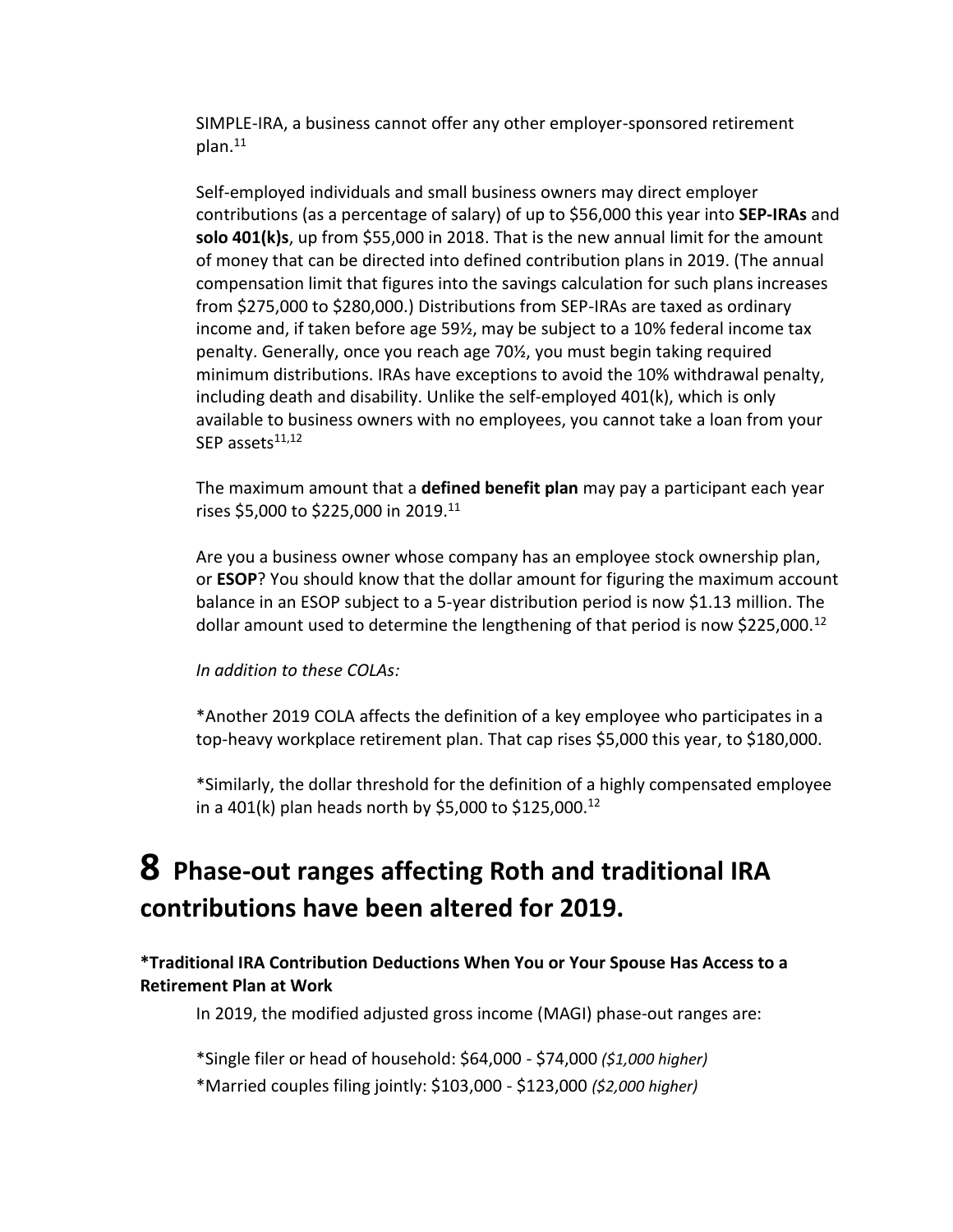SIMPLE-IRA, a business cannot offer any other employer-sponsored retirement plan.[11]

Self-employed individuals and small business owners may direct employer contributions (as a percentage of salary) of up to $56,000 this year into **SEP-IRAs** and **solo 401(k)s**, up from $55,000 in 2018. That is the new annual limit for the amount of money that can be directed into defined contribution plans in 2019. (The annual compensation limit that figures into the savings calculation for such plans increases from $275,000 to $280,000.) Distributions from SEP-IRAs are taxed as ordinary income and, if taken before age 59½, may be subject to a 10% federal income tax penalty. Generally, once you reach age 70½, you must begin taking required minimum distributions. IRAs have exceptions to avoid the 10% withdrawal penalty, including death and disability. Unlike the self-employed 401(k), which is only available to business owners with no employees, you cannot take a loan from your SEP assets[11,12]

The maximum amount that a **defined benefit plan** may pay a participant each year rises $5,000 to $225,000 in 2019.[11]

Are you a business owner whose company has an employee stock ownership plan, or **ESOP**? You should know that the dollar amount for figuring the maximum account balance in an ESOP subject to a 5-year distribution period is now $1.13 million. The dollar amount used to determine the lengthening of that period is now $225,000.[12]

*In addition to these COLAs:*

*Another 2019 COLA affects the definition of a key employee who participates in a top-heavy workplace retirement plan. That cap rises $5,000 this year, to $180,000.

*Similarly, the dollar threshold for the definition of a highly compensated employee in a 401(k) plan heads north by $5,000 to $125,000.[12]

# 8 Phase-out ranges affecting Roth and traditional IRA contributions have been altered for 2019.

**\*Traditional IRA Contribution Deductions When You or Your Spouse Has Access to a Retirement Plan at Work**

In 2019, the modified adjusted gross income (MAGI) phase-out ranges are:

*Single filer or head of household: $64,000 - $74,000 *($1,000 higher)*

*Married couples filing jointly: $103,000 - $123,000 *($2,000 higher)*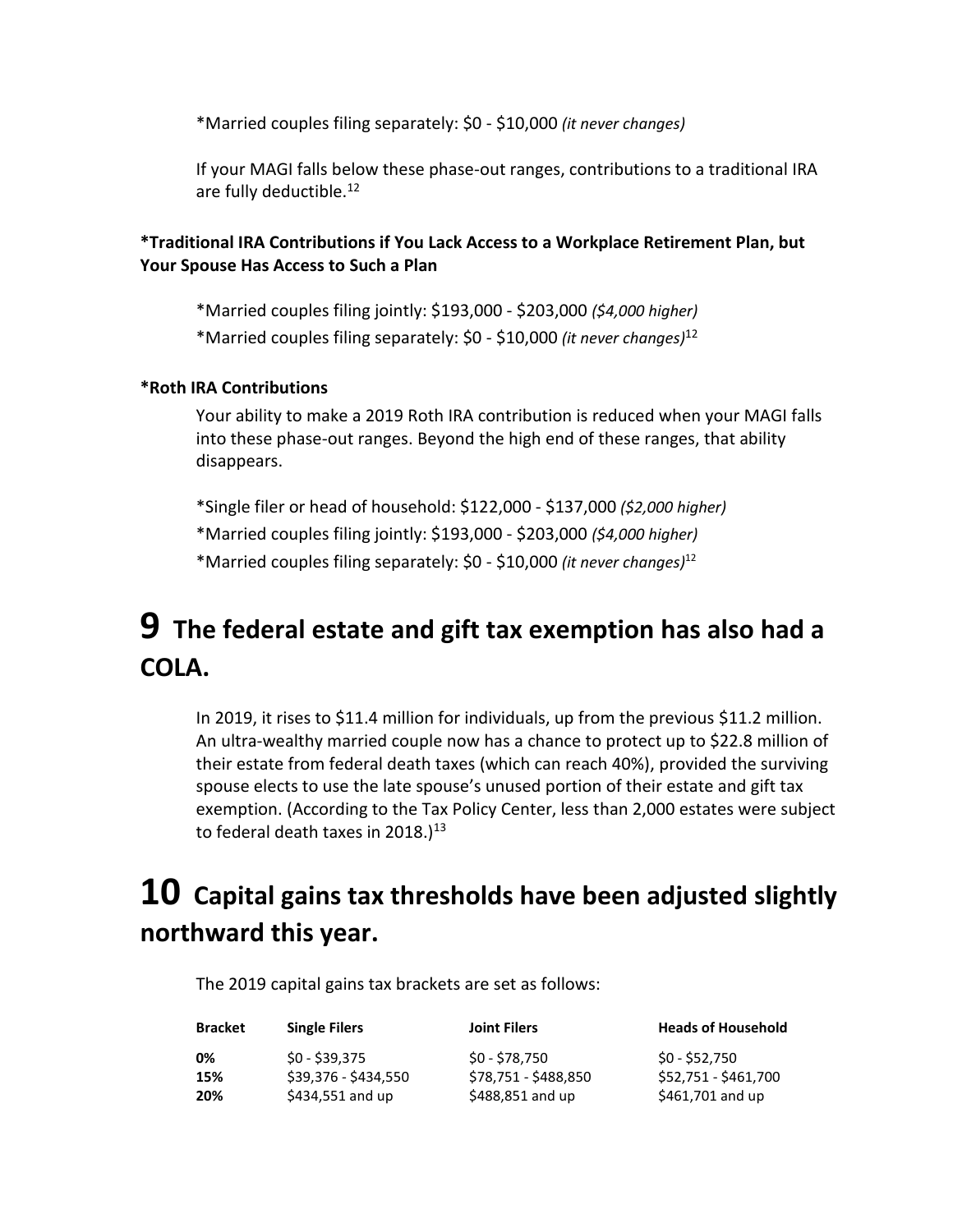*Married couples filing separately: $0 - $10,000 *(it never changes)*

If your MAGI falls below these phase-out ranges, contributions to a traditional IRA are fully deductible.[12]

**\*Traditional IRA Contributions if You Lack Access to a Workplace Retirement Plan, but Your Spouse Has Access to Such a Plan**

*Married couples filing jointly: $193,000 - $203,000 *($4,000 higher)*

*Married couples filing separately: $0 - $10,000 *(it never changes)*[12]

**\*Roth IRA Contributions**

Your ability to make a 2019 Roth IRA contribution is reduced when your MAGI falls into these phase-out ranges. Beyond the high end of these ranges, that ability disappears.

*Single filer or head of household: $122,000 - $137,000 *($2,000 higher)*

*Married couples filing jointly: $193,000 - $203,000 *($4,000 higher)*

*Married couples filing separately: $0 - $10,000 *(it never changes)*[12]

# 9 The federal estate and gift tax exemption has also had a COLA.

In 2019, it rises to $11.4 million for individuals, up from the previous $11.2 million. An ultra-wealthy married couple now has a chance to protect up to $22.8 million of their estate from federal death taxes (which can reach 40%), provided the surviving spouse elects to use the late spouse's unused portion of their estate and gift tax exemption. (According to the Tax Policy Center, less than 2,000 estates were subject to federal death taxes in 2018.)[13]

# 10 Capital gains tax thresholds have been adjusted slightly northward this year.

The 2019 capital gains tax brackets are set as follows:

| Bracket | Single Filers | Joint Filers | Heads of Household |
|---|---|---|---|
| **0%** | $0 - $39,375 | $0 - $78,750 | $0 - $52,750 |
| **15%** | $39,376 - $434,550 | $78,751 - $488,850 | $52,751 - $461,700 |
| **20%** | $434,551 and up | $488,851 and up | $461,701 and up |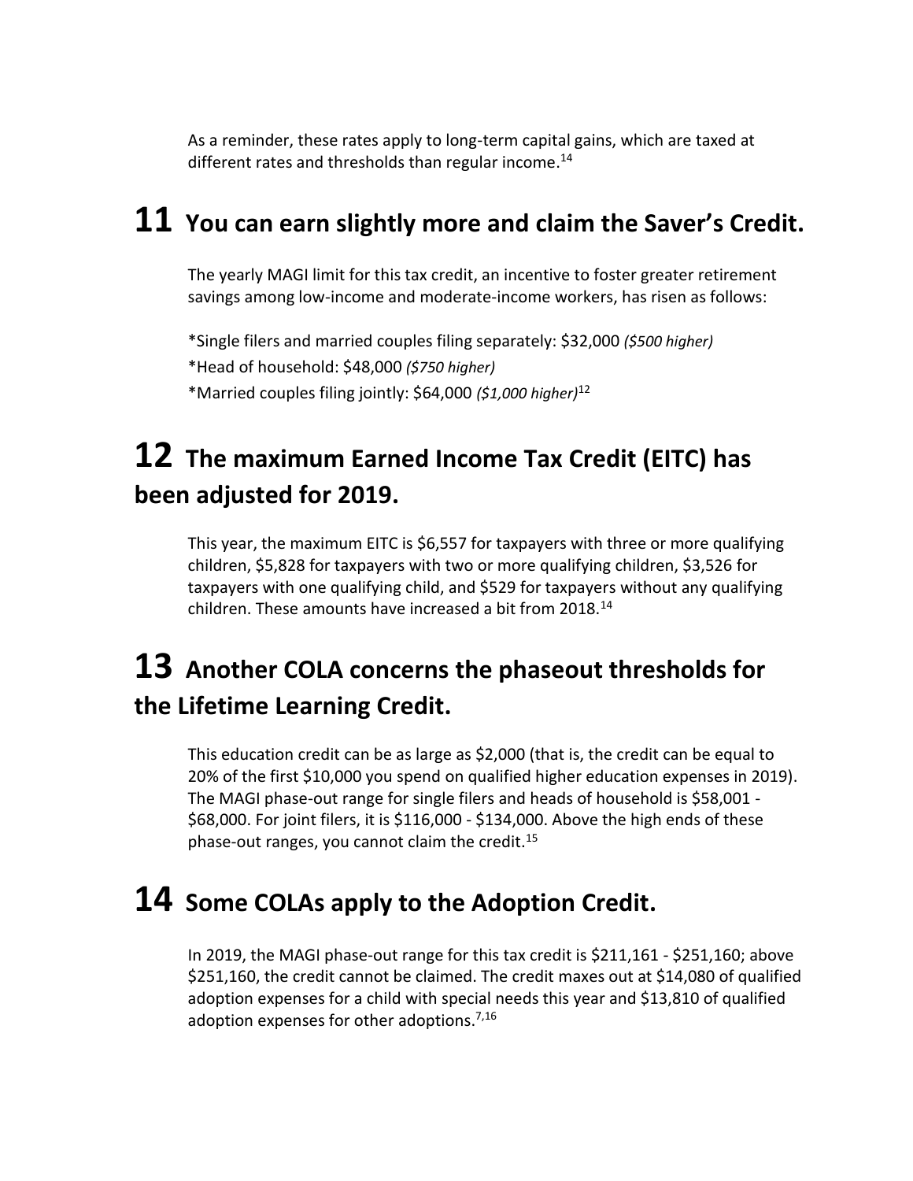As a reminder, these rates apply to long-term capital gains, which are taxed at different rates and thresholds than regular income.[14]

## 11 You can earn slightly more and claim the Saver's Credit.

The yearly MAGI limit for this tax credit, an incentive to foster greater retirement savings among low-income and moderate-income workers, has risen as follows:

*Single filers and married couples filing separately: $32,000 *($500 higher)*
*Head of household: $48,000 *($750 higher)*
*Married couples filing jointly: $64,000 *($1,000 higher)*[12]

## 12 The maximum Earned Income Tax Credit (EITC) has been adjusted for 2019.

This year, the maximum EITC is $6,557 for taxpayers with three or more qualifying children, $5,828 for taxpayers with two or more qualifying children, $3,526 for taxpayers with one qualifying child, and $529 for taxpayers without any qualifying children. These amounts have increased a bit from 2018.[14]

## 13 Another COLA concerns the phaseout thresholds for the Lifetime Learning Credit.

This education credit can be as large as $2,000 (that is, the credit can be equal to 20% of the first $10,000 you spend on qualified higher education expenses in 2019). The MAGI phase-out range for single filers and heads of household is $58,001 - $68,000. For joint filers, it is $116,000 - $134,000. Above the high ends of these phase-out ranges, you cannot claim the credit.[15]

## 14 Some COLAs apply to the Adoption Credit.

In 2019, the MAGI phase-out range for this tax credit is $211,161 - $251,160; above $251,160, the credit cannot be claimed. The credit maxes out at $14,080 of qualified adoption expenses for a child with special needs this year and $13,810 of qualified adoption expenses for other adoptions.[7,16]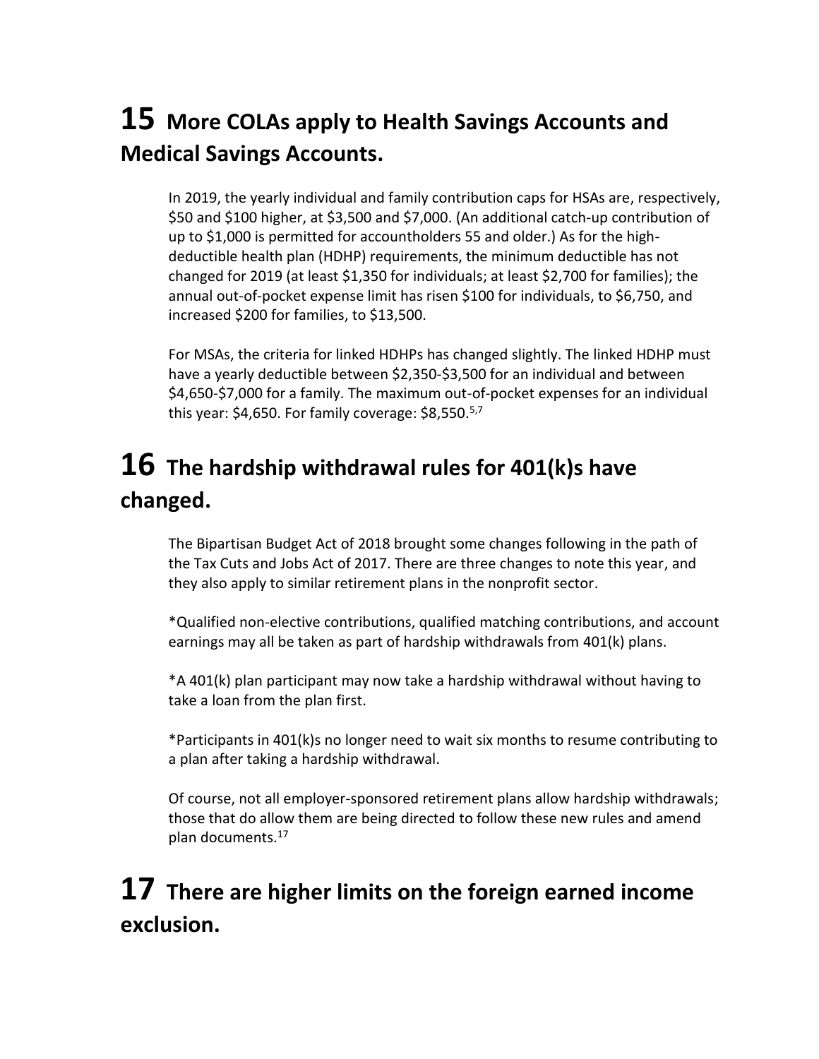## 15 More COLAs apply to Health Savings Accounts and Medical Savings Accounts.

In 2019, the yearly individual and family contribution caps for HSAs are, respectively, $50 and $100 higher, at $3,500 and $7,000. (An additional catch-up contribution of up to $1,000 is permitted for accountholders 55 and older.) As for the high-deductible health plan (HDHP) requirements, the minimum deductible has not changed for 2019 (at least $1,350 for individuals; at least $2,700 for families); the annual out-of-pocket expense limit has risen $100 for individuals, to $6,750, and increased $200 for families, to $13,500.

For MSAs, the criteria for linked HDHPs has changed slightly. The linked HDHP must have a yearly deductible between $2,350-$3,500 for an individual and between $4,650-$7,000 for a family. The maximum out-of-pocket expenses for an individual this year: $4,650. For family coverage: $8,550.[5,7]

## 16 The hardship withdrawal rules for 401(k)s have changed.

The Bipartisan Budget Act of 2018 brought some changes following in the path of the Tax Cuts and Jobs Act of 2017. There are three changes to note this year, and they also apply to similar retirement plans in the nonprofit sector.

*Qualified non-elective contributions, qualified matching contributions, and account earnings may all be taken as part of hardship withdrawals from 401(k) plans.

*A 401(k) plan participant may now take a hardship withdrawal without having to take a loan from the plan first.

*Participants in 401(k)s no longer need to wait six months to resume contributing to a plan after taking a hardship withdrawal.

Of course, not all employer-sponsored retirement plans allow hardship withdrawals; those that do allow them are being directed to follow these new rules and amend plan documents.[17]

## 17 There are higher limits on the foreign earned income exclusion.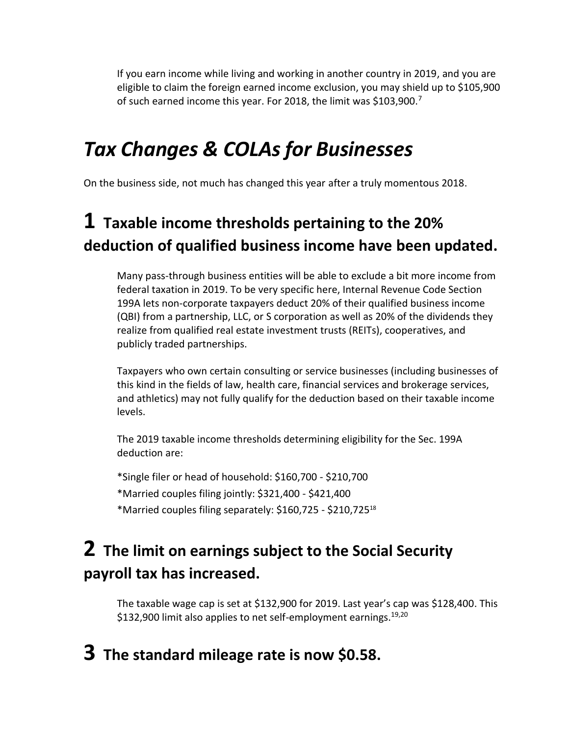If you earn income while living and working in another country in 2019, and you are eligible to claim the foreign earned income exclusion, you may shield up to $105,900 of such earned income this year. For 2018, the limit was $103,900.[7]

# *Tax Changes & COLAs for Businesses*

On the business side, not much has changed this year after a truly momentous 2018.

## 1 Taxable income thresholds pertaining to the 20% deduction of qualified business income have been updated.

Many pass-through business entities will be able to exclude a bit more income from federal taxation in 2019. To be very specific here, Internal Revenue Code Section 199A lets non-corporate taxpayers deduct 20% of their qualified business income (QBI) from a partnership, LLC, or S corporation as well as 20% of the dividends they realize from qualified real estate investment trusts (REITs), cooperatives, and publicly traded partnerships.

Taxpayers who own certain consulting or service businesses (including businesses of this kind in the fields of law, health care, financial services and brokerage services, and athletics) may not fully qualify for the deduction based on their taxable income levels.

The 2019 taxable income thresholds determining eligibility for the Sec. 199A deduction are:

*Single filer or head of household: $160,700 - $210,700

*Married couples filing jointly: $321,400 - $421,400

*Married couples filing separately: $160,725 - $210,725[18]

## 2 The limit on earnings subject to the Social Security payroll tax has increased.

The taxable wage cap is set at $132,900 for 2019. Last year's cap was $128,400. This $132,900 limit also applies to net self-employment earnings.[19,20]

## 3 The standard mileage rate is now $0.58.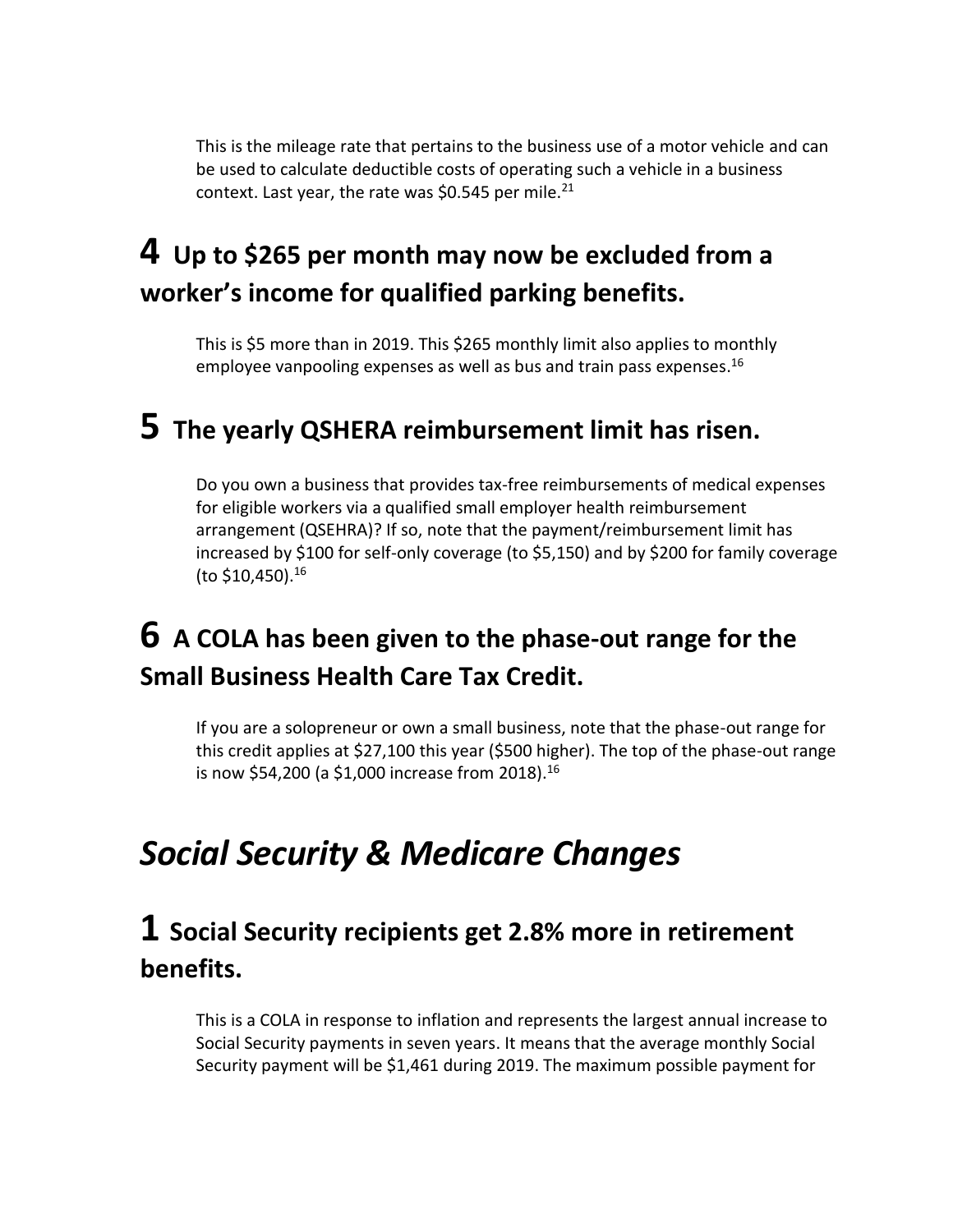This is the mileage rate that pertains to the business use of a motor vehicle and can be used to calculate deductible costs of operating such a vehicle in a business context. Last year, the rate was $0.545 per mile.[21]

## 4 Up to $265 per month may now be excluded from a worker's income for qualified parking benefits.

This is $5 more than in 2019. This $265 monthly limit also applies to monthly employee vanpooling expenses as well as bus and train pass expenses.[16]

## 5 The yearly QSHERA reimbursement limit has risen.

Do you own a business that provides tax-free reimbursements of medical expenses for eligible workers via a qualified small employer health reimbursement arrangement (QSEHRA)? If so, note that the payment/reimbursement limit has increased by $100 for self-only coverage (to $5,150) and by $200 for family coverage (to $10,450).[16]

## 6 A COLA has been given to the phase-out range for the Small Business Health Care Tax Credit.

If you are a solopreneur or own a small business, note that the phase-out range for this credit applies at $27,100 this year ($500 higher). The top of the phase-out range is now $54,200 (a $1,000 increase from 2018).[16]

# *Social Security & Medicare Changes*

## 1 Social Security recipients get 2.8% more in retirement benefits.

This is a COLA in response to inflation and represents the largest annual increase to Social Security payments in seven years. It means that the average monthly Social Security payment will be $1,461 during 2019. The maximum possible payment for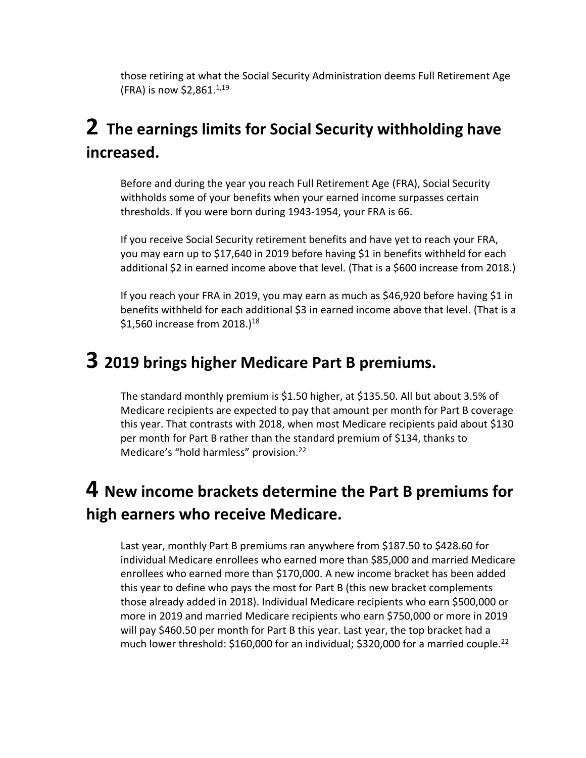those retiring at what the Social Security Administration deems Full Retirement Age (FRA) is now $2,861.[1,19]

## 2 The earnings limits for Social Security withholding have increased.

Before and during the year you reach Full Retirement Age (FRA), Social Security withholds some of your benefits when your earned income surpasses certain thresholds. If you were born during 1943-1954, your FRA is 66.

If you receive Social Security retirement benefits and have yet to reach your FRA, you may earn up to $17,640 in 2019 before having $1 in benefits withheld for each additional $2 in earned income above that level. (That is a $600 increase from 2018.)

If you reach your FRA in 2019, you may earn as much as $46,920 before having $1 in benefits withheld for each additional $3 in earned income above that level. (That is a $1,560 increase from 2018.)[18]

## 3 2019 brings higher Medicare Part B premiums.

The standard monthly premium is $1.50 higher, at $135.50. All but about 3.5% of Medicare recipients are expected to pay that amount per month for Part B coverage this year. That contrasts with 2018, when most Medicare recipients paid about $130 per month for Part B rather than the standard premium of $134, thanks to Medicare's "hold harmless" provision.[22]

## 4 New income brackets determine the Part B premiums for high earners who receive Medicare.

Last year, monthly Part B premiums ran anywhere from $187.50 to $428.60 for individual Medicare enrollees who earned more than $85,000 and married Medicare enrollees who earned more than $170,000. A new income bracket has been added this year to define who pays the most for Part B (this new bracket complements those already added in 2018). Individual Medicare recipients who earn $500,000 or more in 2019 and married Medicare recipients who earn $750,000 or more in 2019 will pay $460.50 per month for Part B this year. Last year, the top bracket had a much lower threshold: $160,000 for an individual; $320,000 for a married couple.[22]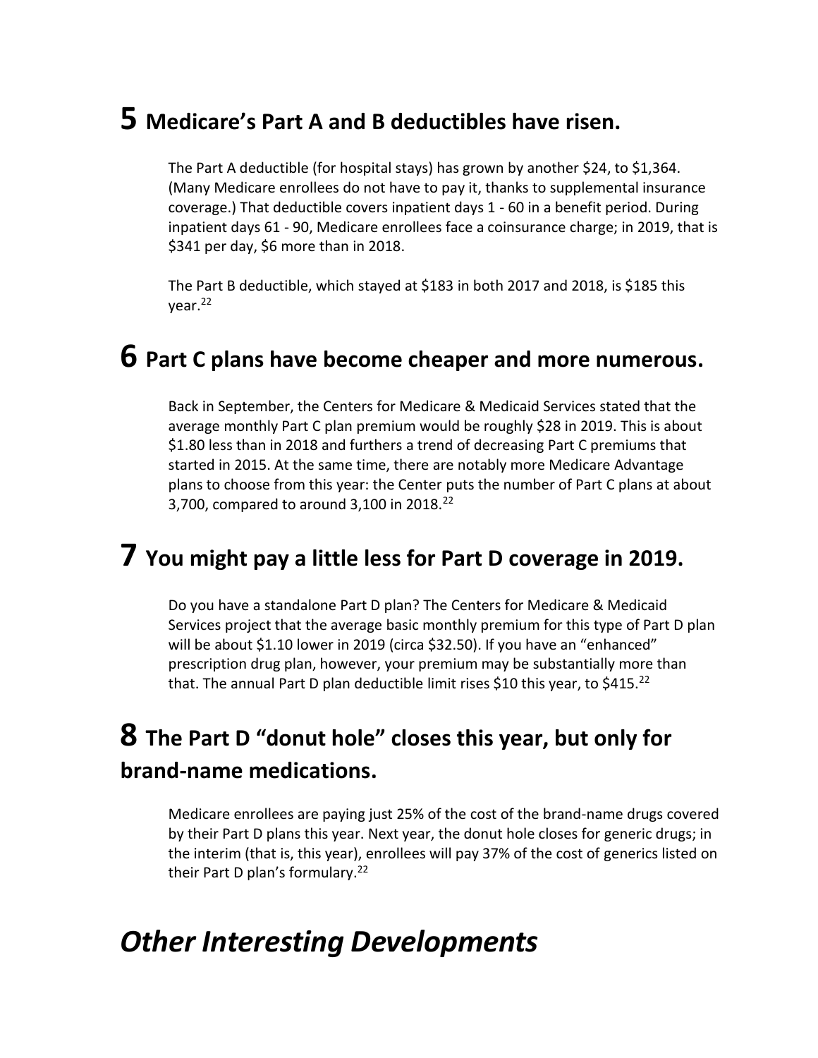## 5 Medicare's Part A and B deductibles have risen.

The Part A deductible (for hospital stays) has grown by another $24, to $1,364. (Many Medicare enrollees do not have to pay it, thanks to supplemental insurance coverage.) That deductible covers inpatient days 1 - 60 in a benefit period. During inpatient days 61 - 90, Medicare enrollees face a coinsurance charge; in 2019, that is $341 per day, $6 more than in 2018.

The Part B deductible, which stayed at $183 in both 2017 and 2018, is $185 this year.[22]

## 6 Part C plans have become cheaper and more numerous.

Back in September, the Centers for Medicare & Medicaid Services stated that the average monthly Part C plan premium would be roughly $28 in 2019. This is about $1.80 less than in 2018 and furthers a trend of decreasing Part C premiums that started in 2015. At the same time, there are notably more Medicare Advantage plans to choose from this year: the Center puts the number of Part C plans at about 3,700, compared to around 3,100 in 2018.[22]

## 7 You might pay a little less for Part D coverage in 2019.

Do you have a standalone Part D plan? The Centers for Medicare & Medicaid Services project that the average basic monthly premium for this type of Part D plan will be about $1.10 lower in 2019 (circa $32.50). If you have an "enhanced" prescription drug plan, however, your premium may be substantially more than that. The annual Part D plan deductible limit rises $10 this year, to $415.[22]

## 8 The Part D "donut hole" closes this year, but only for brand-name medications.

Medicare enrollees are paying just 25% of the cost of the brand-name drugs covered by their Part D plans this year. Next year, the donut hole closes for generic drugs; in the interim (that is, this year), enrollees will pay 37% of the cost of generics listed on their Part D plan's formulary.[22]

# *Other Interesting Developments*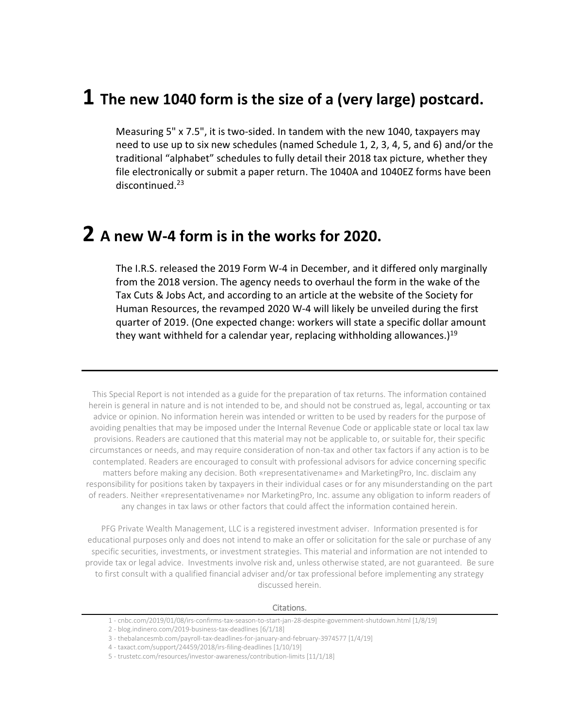## 1 The new 1040 form is the size of a (very large) postcard.

Measuring 5" x 7.5", it is two-sided. In tandem with the new 1040, taxpayers may need to use up to six new schedules (named Schedule 1, 2, 3, 4, 5, and 6) and/or the traditional "alphabet" schedules to fully detail their 2018 tax picture, whether they file electronically or submit a paper return. The 1040A and 1040EZ forms have been discontinued.[23]

## 2 A new W-4 form is in the works for 2020.

The I.R.S. released the 2019 Form W-4 in December, and it differed only marginally from the 2018 version. The agency needs to overhaul the form in the wake of the Tax Cuts & Jobs Act, and according to an article at the website of the Society for Human Resources, the revamped 2020 W-4 will likely be unveiled during the first quarter of 2019. (One expected change: workers will state a specific dollar amount they want withheld for a calendar year, replacing withholding allowances.)[19]

---

This Special Report is not intended as a guide for the preparation of tax returns. The information contained herein is general in nature and is not intended to be, and should not be construed as, legal, accounting or tax advice or opinion. No information herein was intended or written to be used by readers for the purpose of avoiding penalties that may be imposed under the Internal Revenue Code or applicable state or local tax law provisions. Readers are cautioned that this material may not be applicable to, or suitable for, their specific circumstances or needs, and may require consideration of non-tax and other tax factors if any action is to be contemplated. Readers are encouraged to consult with professional advisors for advice concerning specific matters before making any decision. Both «representativename» and MarketingPro, Inc. disclaim any responsibility for positions taken by taxpayers in their individual cases or for any misunderstanding on the part of readers. Neither «representativename» nor MarketingPro, Inc. assume any obligation to inform readers of any changes in tax laws or other factors that could affect the information contained herein.

PFG Private Wealth Management, LLC is a registered investment adviser. Information presented is for educational purposes only and does not intend to make an offer or solicitation for the sale or purchase of any specific securities, investments, or investment strategies. This material and information are not intended to provide tax or legal advice. Investments involve risk and, unless otherwise stated, are not guaranteed. Be sure to first consult with a qualified financial adviser and/or tax professional before implementing any strategy discussed herein.

### Citations.

1 - cnbc.com/2019/01/08/irs-confirms-tax-season-to-start-jan-28-despite-government-shutdown.html [1/8/19]

2 - blog.indinero.com/2019-business-tax-deadlines [6/1/18]

3 - thebalancesmb.com/payroll-tax-deadlines-for-january-and-february-3974577 [1/4/19]

4 - taxact.com/support/24459/2018/irs-filing-deadlines [1/10/19]

5 - trustetc.com/resources/investor-awareness/contribution-limits [11/1/18]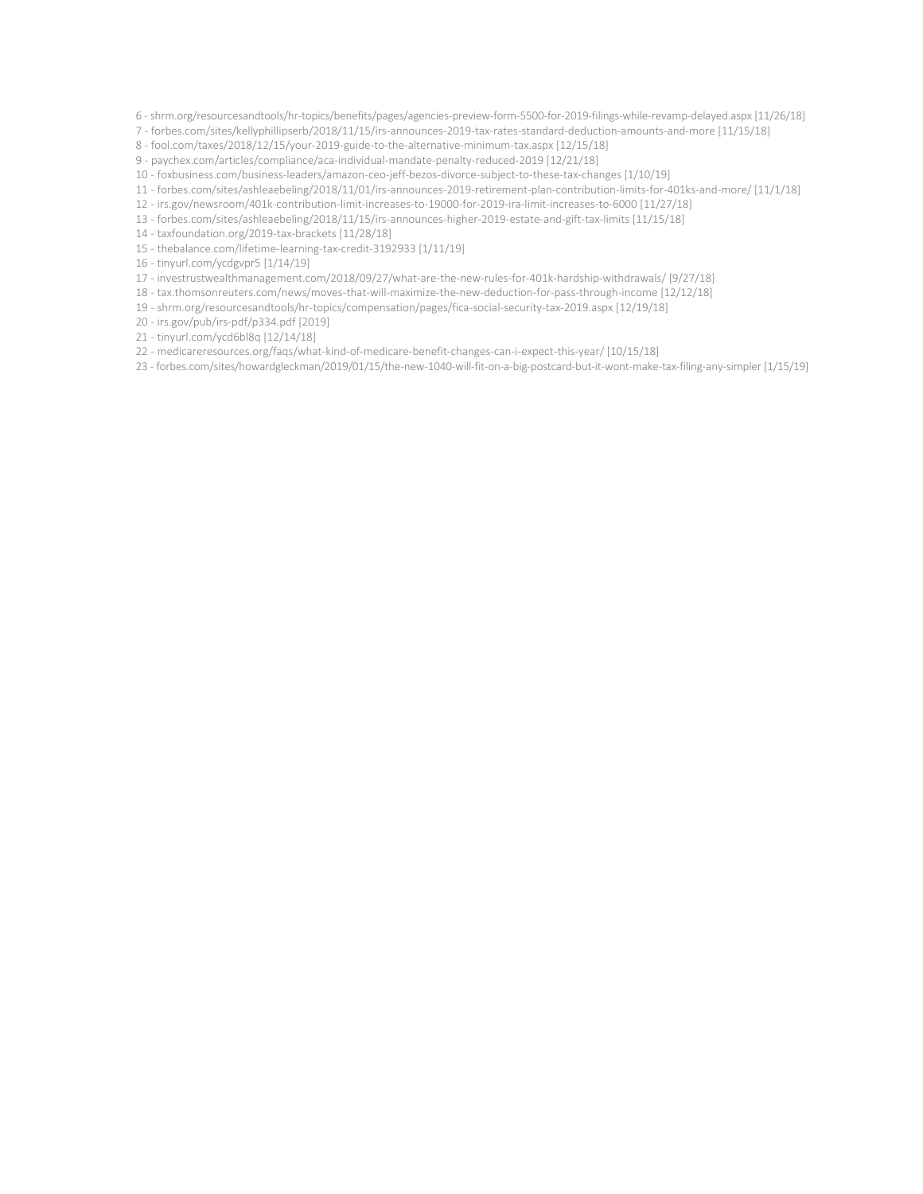6 - shrm.org/resourcesandtools/hr-topics/benefits/pages/agencies-preview-form-5500-for-2019-filings-while-revamp-delayed.aspx [11/26/18]

7 - forbes.com/sites/kellyphillipserb/2018/11/15/irs-announces-2019-tax-rates-standard-deduction-amounts-and-more [11/15/18]

8 - fool.com/taxes/2018/12/15/your-2019-guide-to-the-alternative-minimum-tax.aspx [12/15/18]

9 - paychex.com/articles/compliance/aca-individual-mandate-penalty-reduced-2019 [12/21/18]

10 - foxbusiness.com/business-leaders/amazon-ceo-jeff-bezos-divorce-subject-to-these-tax-changes [1/10/19]

11 - forbes.com/sites/ashleaebeling/2018/11/01/irs-announces-2019-retirement-plan-contribution-limits-for-401ks-and-more/ [11/1/18]

12 - irs.gov/newsroom/401k-contribution-limit-increases-to-19000-for-2019-ira-limit-increases-to-6000 [11/27/18]

13 - forbes.com/sites/ashleaebeling/2018/11/15/irs-announces-higher-2019-estate-and-gift-tax-limits [11/15/18]

14 - taxfoundation.org/2019-tax-brackets [11/28/18]

15 - thebalance.com/lifetime-learning-tax-credit-3192933 [1/11/19]

16 - tinyurl.com/ycdgvpr5 [1/14/19]

17 - investrustwealthmanagement.com/2018/09/27/what-are-the-new-rules-for-401k-hardship-withdrawals/ [9/27/18]

18 - tax.thomsonreuters.com/news/moves-that-will-maximize-the-new-deduction-for-pass-through-income [12/12/18]

19 - shrm.org/resourcesandtools/hr-topics/compensation/pages/fica-social-security-tax-2019.aspx [12/19/18]

20 - irs.gov/pub/irs-pdf/p334.pdf [2019]

21 - tinyurl.com/ycd6bl8q [12/14/18]

22 - medicareresources.org/faqs/what-kind-of-medicare-benefit-changes-can-i-expect-this-year/ [10/15/18]

23 - forbes.com/sites/howardgleckman/2019/01/15/the-new-1040-will-fit-on-a-big-postcard-but-it-wont-make-tax-filing-any-simpler [1/15/19]